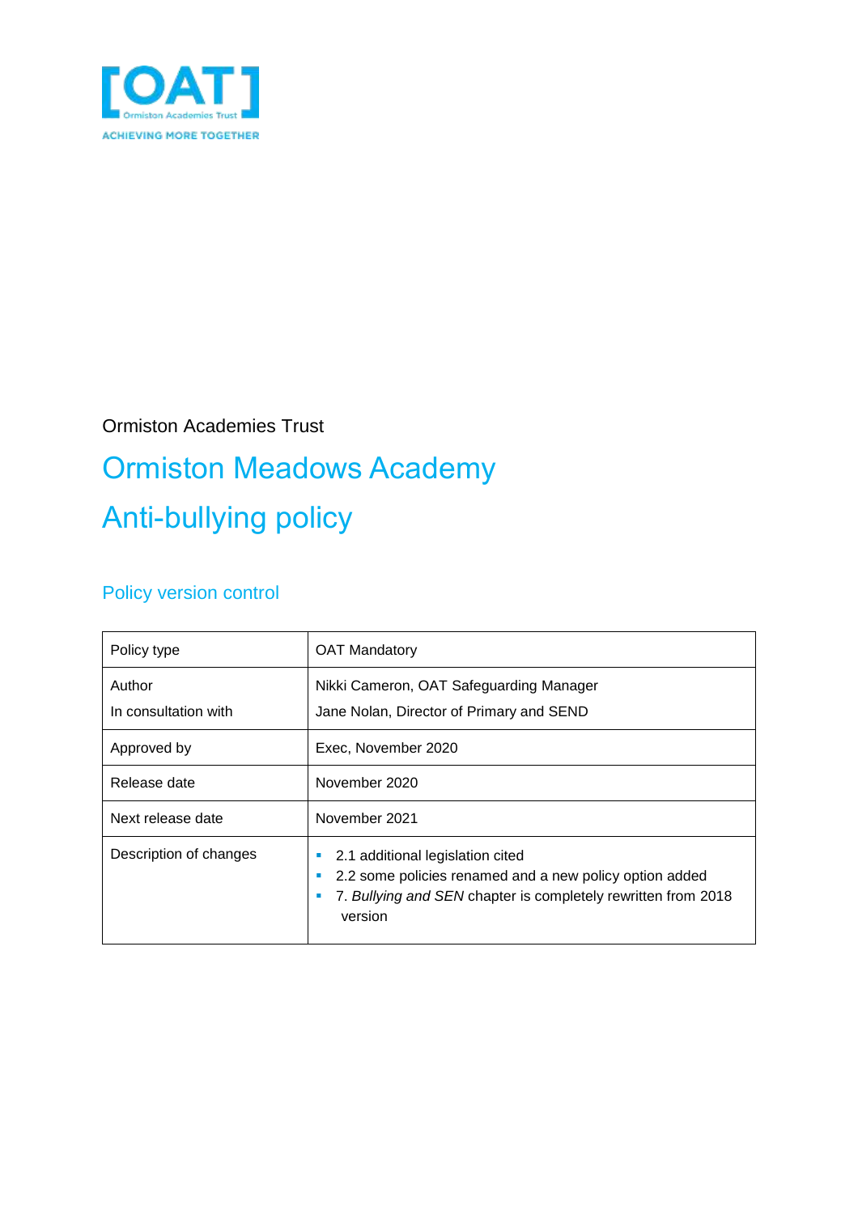Ormiston Academies Trust

# Ormiston Meadows Academy

# Anti-bullying policy

## Policy version control

| Policy type | OAT Mandatory |
|---|---|
| Author<br>In consultation with | Nikki Cameron, OAT Safeguarding Manager<br>Jane Nolan, Director of Primary and SEND |
| Approved by | Exec, November 2020 |
| Release date | November 2020 |
| Next release date | November 2021 |
| Description of changes | ▪ 2.1 additional legislation cited<br>▪ 2.2 some policies renamed and a new policy option added<br>▪ 7. *Bullying and SEN* chapter is completely rewritten from 2018 version |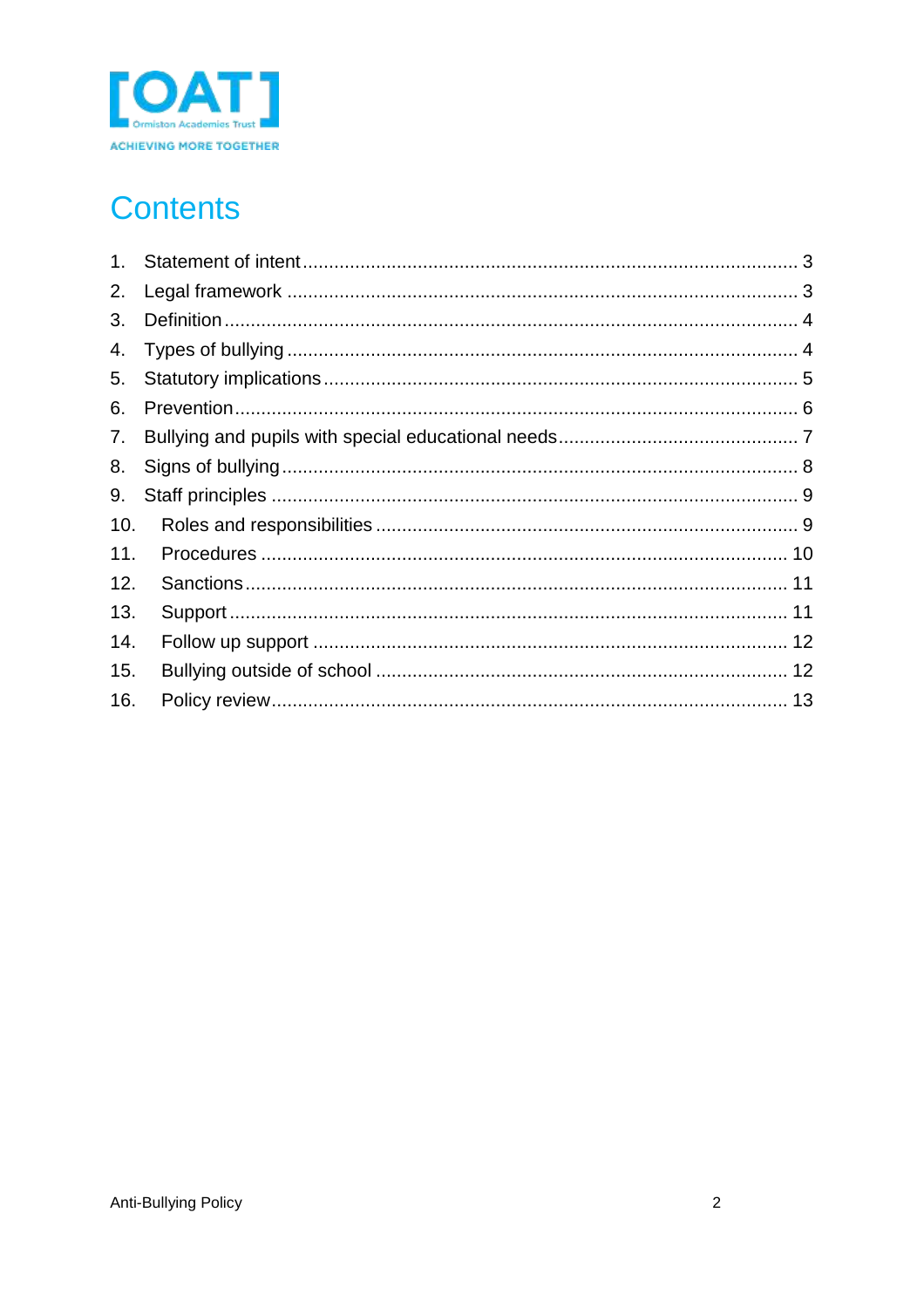# Contents

1. Statement of intent ........ 3
2. Legal framework ........ 3
3. Definition ........ 4
4. Types of bullying ........ 4
5. Statutory implications ........ 5
6. Prevention ........ 6
7. Bullying and pupils with special educational needs ........ 7
8. Signs of bullying ........ 8
9. Staff principles ........ 9
10. Roles and responsibilities ........ 9
11. Procedures ........ 10
12. Sanctions ........ 11
13. Support ........ 11
14. Follow up support ........ 12
15. Bullying outside of school ........ 12
16. Policy review ........ 13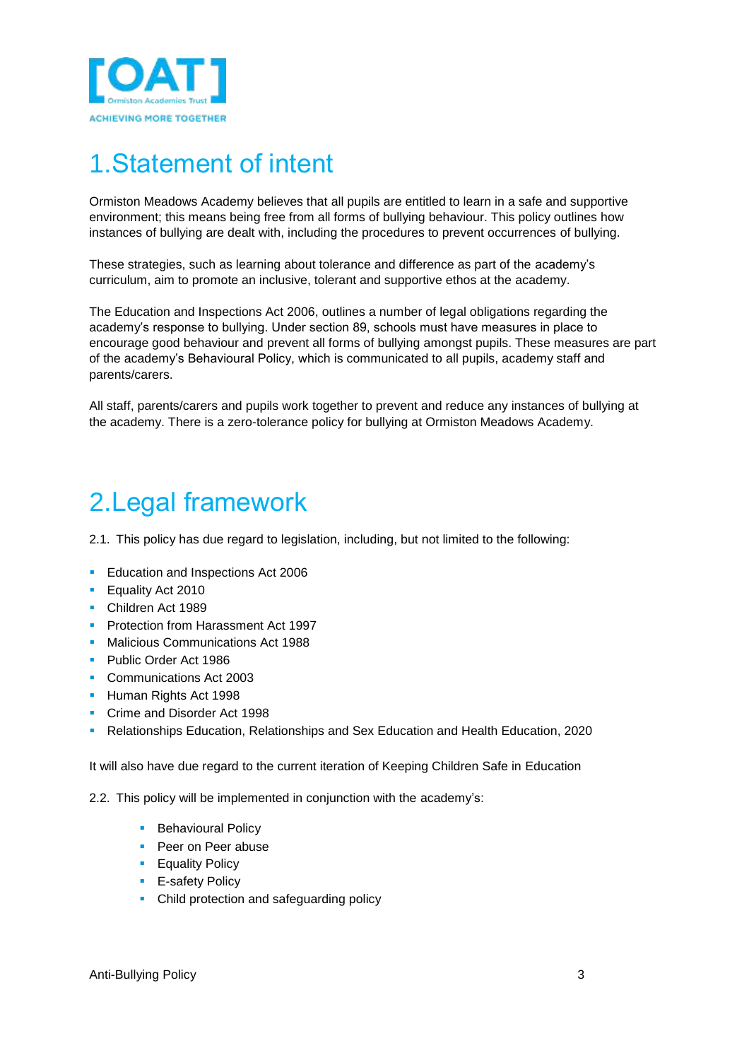# 1. Statement of intent

Ormiston Meadows Academy believes that all pupils are entitled to learn in a safe and supportive environment; this means being free from all forms of bullying behaviour. This policy outlines how instances of bullying are dealt with, including the procedures to prevent occurrences of bullying.

These strategies, such as learning about tolerance and difference as part of the academy's curriculum, aim to promote an inclusive, tolerant and supportive ethos at the academy.

The Education and Inspections Act 2006, outlines a number of legal obligations regarding the academy's response to bullying. Under section 89, schools must have measures in place to encourage good behaviour and prevent all forms of bullying amongst pupils. These measures are part of the academy's Behavioural Policy, which is communicated to all pupils, academy staff and parents/carers.

All staff, parents/carers and pupils work together to prevent and reduce any instances of bullying at the academy. There is a zero-tolerance policy for bullying at Ormiston Meadows Academy.

# 2. Legal framework

2.1. This policy has due regard to legislation, including, but not limited to the following:

- Education and Inspections Act 2006
- Equality Act 2010
- Children Act 1989
- Protection from Harassment Act 1997
- Malicious Communications Act 1988
- Public Order Act 1986
- Communications Act 2003
- Human Rights Act 1998
- Crime and Disorder Act 1998
- Relationships Education, Relationships and Sex Education and Health Education, 2020

It will also have due regard to the current iteration of Keeping Children Safe in Education

2.2. This policy will be implemented in conjunction with the academy's:

- Behavioural Policy
- Peer on Peer abuse
- Equality Policy
- E-safety Policy
- Child protection and safeguarding policy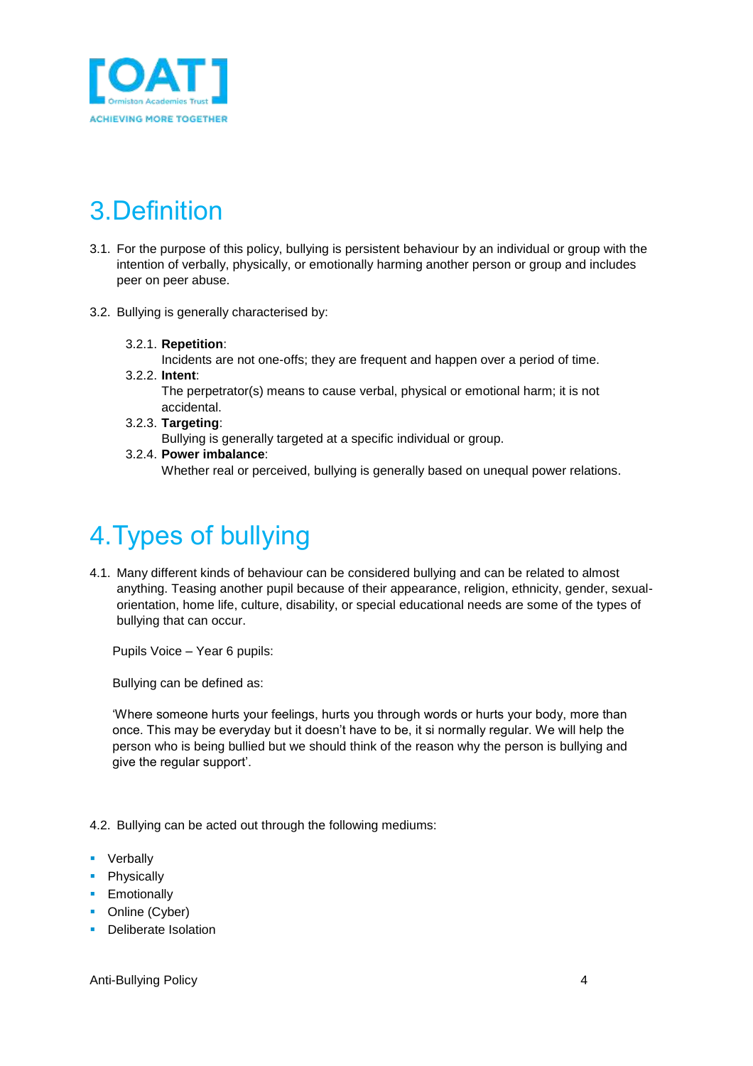# 3. Definition

3.1. For the purpose of this policy, bullying is persistent behaviour by an individual or group with the intention of verbally, physically, or emotionally harming another person or group and includes peer on peer abuse.

3.2. Bullying is generally characterised by:

3.2.1. **Repetition**:
Incidents are not one-offs; they are frequent and happen over a period of time.

3.2.2. **Intent**:
The perpetrator(s) means to cause verbal, physical or emotional harm; it is not accidental.

3.2.3. **Targeting**:
Bullying is generally targeted at a specific individual or group.

3.2.4. **Power imbalance**:
Whether real or perceived, bullying is generally based on unequal power relations.

# 4. Types of bullying

4.1. Many different kinds of behaviour can be considered bullying and can be related to almost anything. Teasing another pupil because of their appearance, religion, ethnicity, gender, sexual-orientation, home life, culture, disability, or special educational needs are some of the types of bullying that can occur.

Pupils Voice – Year 6 pupils:

Bullying can be defined as:

'Where someone hurts your feelings, hurts you through words or hurts your body, more than once. This may be everyday but it doesn't have to be, it si normally regular. We will help the person who is being bullied but we should think of the reason why the person is bullying and give the regular support'.

4.2. Bullying can be acted out through the following mediums:

- Verbally
- Physically
- Emotionally
- Online (Cyber)
- Deliberate Isolation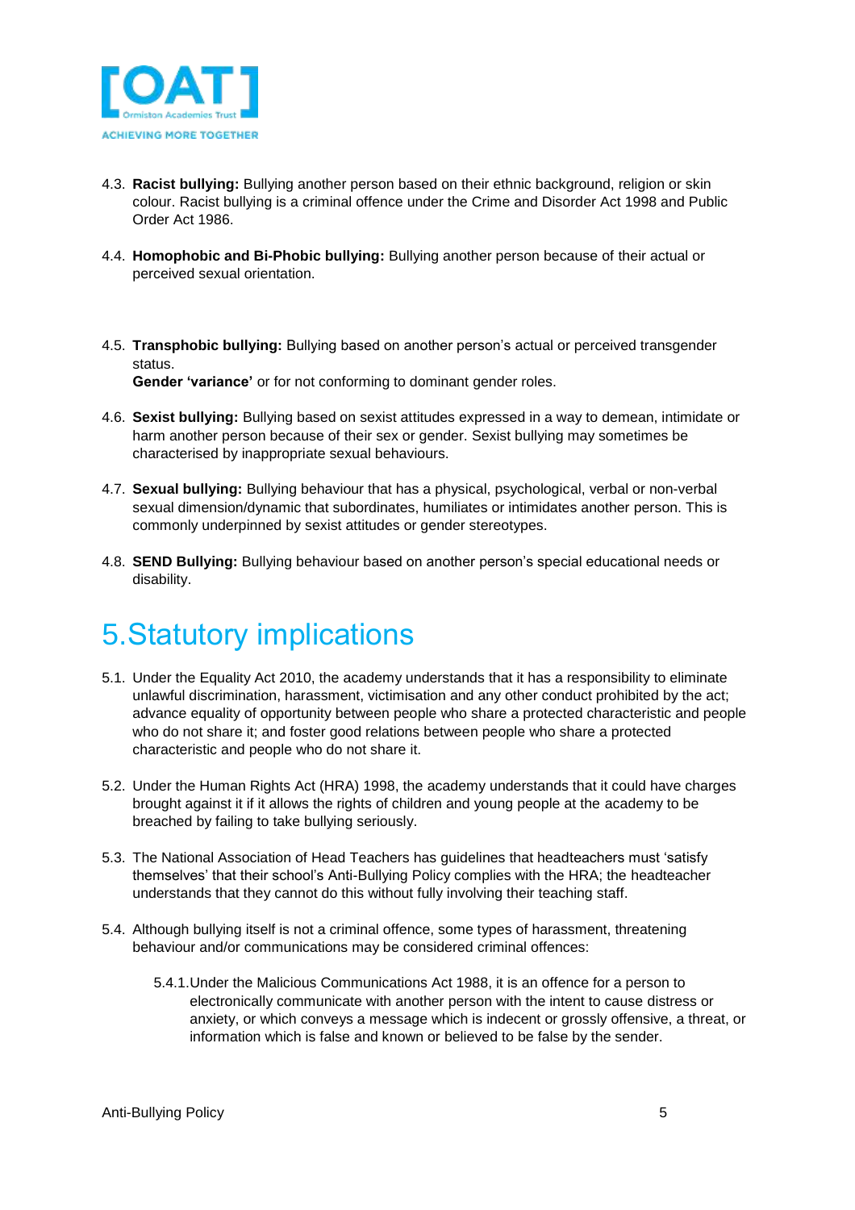4.3. **Racist bullying:** Bullying another person based on their ethnic background, religion or skin colour. Racist bullying is a criminal offence under the Crime and Disorder Act 1998 and Public Order Act 1986.

4.4. **Homophobic and Bi-Phobic bullying:** Bullying another person because of their actual or perceived sexual orientation.

4.5. **Transphobic bullying:** Bullying based on another person's actual or perceived transgender status.
**Gender 'variance'** or for not conforming to dominant gender roles.

4.6. **Sexist bullying:** Bullying based on sexist attitudes expressed in a way to demean, intimidate or harm another person because of their sex or gender. Sexist bullying may sometimes be characterised by inappropriate sexual behaviours.

4.7. **Sexual bullying:** Bullying behaviour that has a physical, psychological, verbal or non-verbal sexual dimension/dynamic that subordinates, humiliates or intimidates another person. This is commonly underpinned by sexist attitudes or gender stereotypes.

4.8. **SEND Bullying:** Bullying behaviour based on another person's special educational needs or disability.

# 5. Statutory implications

5.1. Under the Equality Act 2010, the academy understands that it has a responsibility to eliminate unlawful discrimination, harassment, victimisation and any other conduct prohibited by the act; advance equality of opportunity between people who share a protected characteristic and people who do not share it; and foster good relations between people who share a protected characteristic and people who do not share it.

5.2. Under the Human Rights Act (HRA) 1998, the academy understands that it could have charges brought against it if it allows the rights of children and young people at the academy to be breached by failing to take bullying seriously.

5.3. The National Association of Head Teachers has guidelines that headteachers must 'satisfy themselves' that their school's Anti-Bullying Policy complies with the HRA; the headteacher understands that they cannot do this without fully involving their teaching staff.

5.4. Although bullying itself is not a criminal offence, some types of harassment, threatening behaviour and/or communications may be considered criminal offences:

5.4.1. Under the Malicious Communications Act 1988, it is an offence for a person to electronically communicate with another person with the intent to cause distress or anxiety, or which conveys a message which is indecent or grossly offensive, a threat, or information which is false and known or believed to be false by the sender.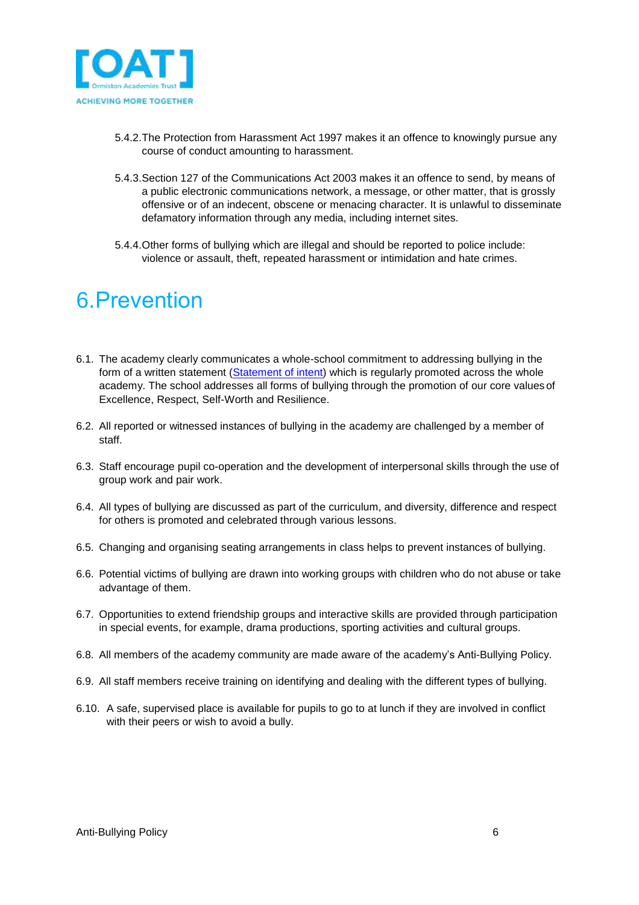5.4.2. The Protection from Harassment Act 1997 makes it an offence to knowingly pursue any course of conduct amounting to harassment.

5.4.3. Section 127 of the Communications Act 2003 makes it an offence to send, by means of a public electronic communications network, a message, or other matter, that is grossly offensive or of an indecent, obscene or menacing character. It is unlawful to disseminate defamatory information through any media, including internet sites.

5.4.4. Other forms of bullying which are illegal and should be reported to police include: violence or assault, theft, repeated harassment or intimidation and hate crimes.

# 6. Prevention

6.1. The academy clearly communicates a whole-school commitment to addressing bullying in the form of a written statement (Statement of intent) which is regularly promoted across the whole academy. The school addresses all forms of bullying through the promotion of our core values of Excellence, Respect, Self-Worth and Resilience.

6.2. All reported or witnessed instances of bullying in the academy are challenged by a member of staff.

6.3. Staff encourage pupil co-operation and the development of interpersonal skills through the use of group work and pair work.

6.4. All types of bullying are discussed as part of the curriculum, and diversity, difference and respect for others is promoted and celebrated through various lessons.

6.5. Changing and organising seating arrangements in class helps to prevent instances of bullying.

6.6. Potential victims of bullying are drawn into working groups with children who do not abuse or take advantage of them.

6.7. Opportunities to extend friendship groups and interactive skills are provided through participation in special events, for example, drama productions, sporting activities and cultural groups.

6.8. All members of the academy community are made aware of the academy's Anti-Bullying Policy.

6.9. All staff members receive training on identifying and dealing with the different types of bullying.

6.10. A safe, supervised place is available for pupils to go to at lunch if they are involved in conflict with their peers or wish to avoid a bully.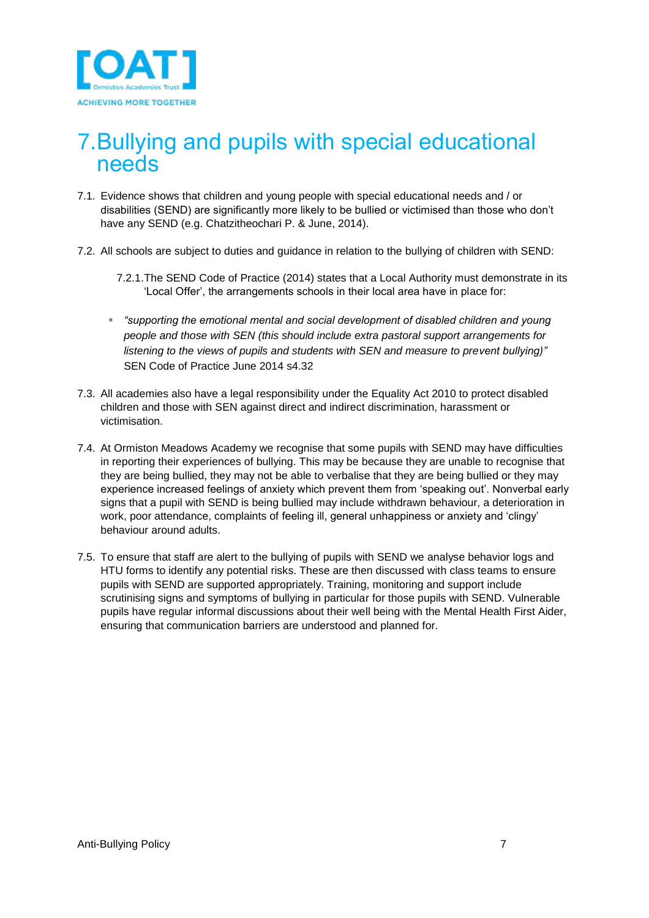# 7. Bullying and pupils with special educational needs

7.1. Evidence shows that children and young people with special educational needs and / or disabilities (SEND) are significantly more likely to be bullied or victimised than those who don't have any SEND (e.g. Chatzitheochari P. & June, 2014).

7.2. All schools are subject to duties and guidance in relation to the bullying of children with SEND:

7.2.1. The SEND Code of Practice (2014) states that a Local Authority must demonstrate in its 'Local Offer', the arrangements schools in their local area have in place for:

- *"supporting the emotional mental and social development of disabled children and young people and those with SEN (this should include extra pastoral support arrangements for listening to the views of pupils and students with SEN and measure to prevent bullying)"* SEN Code of Practice June 2014 s4.32

7.3. All academies also have a legal responsibility under the Equality Act 2010 to protect disabled children and those with SEN against direct and indirect discrimination, harassment or victimisation.

7.4. At Ormiston Meadows Academy we recognise that some pupils with SEND may have difficulties in reporting their experiences of bullying. This may be because they are unable to recognise that they are being bullied, they may not be able to verbalise that they are being bullied or they may experience increased feelings of anxiety which prevent them from 'speaking out'. Nonverbal early signs that a pupil with SEND is being bullied may include withdrawn behaviour, a deterioration in work, poor attendance, complaints of feeling ill, general unhappiness or anxiety and 'clingy' behaviour around adults.

7.5. To ensure that staff are alert to the bullying of pupils with SEND we analyse behavior logs and HTU forms to identify any potential risks. These are then discussed with class teams to ensure pupils with SEND are supported appropriately. Training, monitoring and support include scrutinising signs and symptoms of bullying in particular for those pupils with SEND. Vulnerable pupils have regular informal discussions about their well being with the Mental Health First Aider, ensuring that communication barriers are understood and planned for.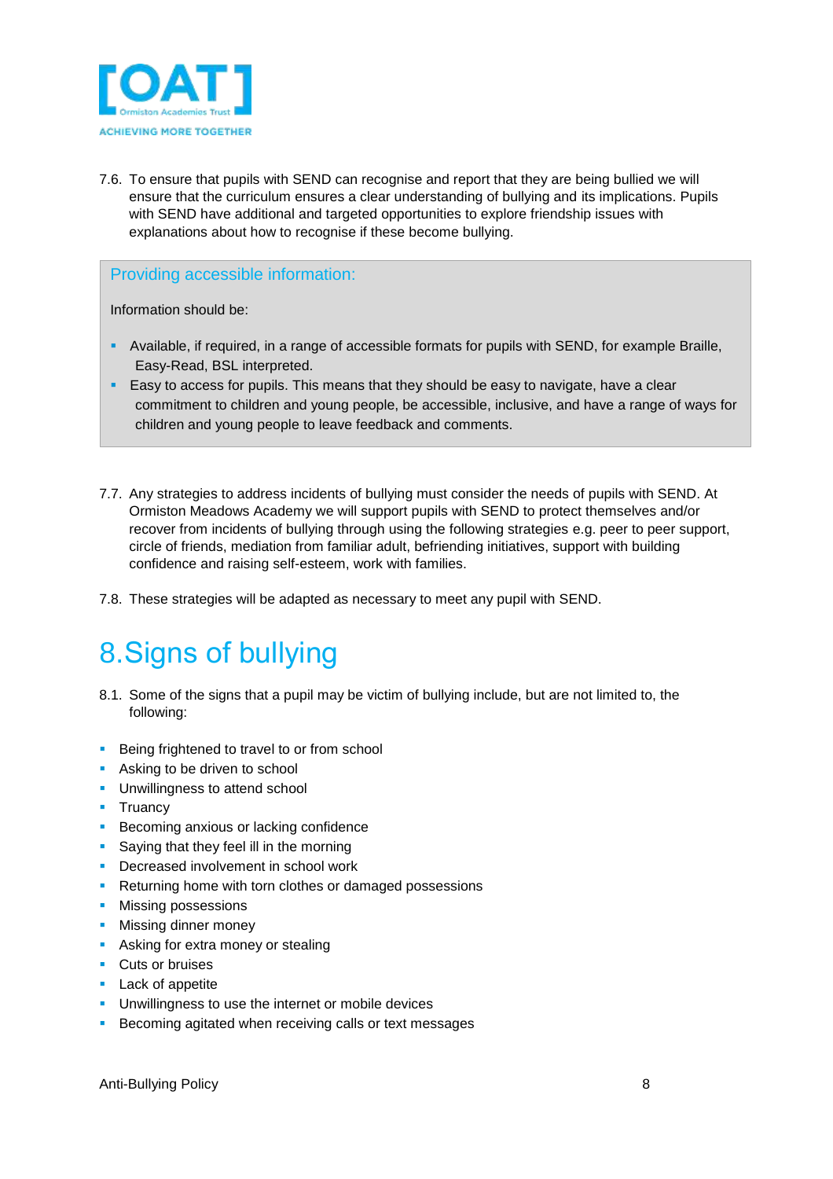7.6. To ensure that pupils with SEND can recognise and report that they are being bullied we will ensure that the curriculum ensures a clear understanding of bullying and its implications. Pupils with SEND have additional and targeted opportunities to explore friendship issues with explanations about how to recognise if these become bullying.

> **Providing accessible information:**
>
> Information should be:
>
> - Available, if required, in a range of accessible formats for pupils with SEND, for example Braille, Easy-Read, BSL interpreted.
> - Easy to access for pupils. This means that they should be easy to navigate, have a clear commitment to children and young people, be accessible, inclusive, and have a range of ways for children and young people to leave feedback and comments.

7.7. Any strategies to address incidents of bullying must consider the needs of pupils with SEND. At Ormiston Meadows Academy we will support pupils with SEND to protect themselves and/or recover from incidents of bullying through using the following strategies e.g. peer to peer support, circle of friends, mediation from familiar adult, befriending initiatives, support with building confidence and raising self-esteem, work with families.

7.8. These strategies will be adapted as necessary to meet any pupil with SEND.

# 8. Signs of bullying

8.1. Some of the signs that a pupil may be victim of bullying include, but are not limited to, the following:

- Being frightened to travel to or from school
- Asking to be driven to school
- Unwillingness to attend school
- Truancy
- Becoming anxious or lacking confidence
- Saying that they feel ill in the morning
- Decreased involvement in school work
- Returning home with torn clothes or damaged possessions
- Missing possessions
- Missing dinner money
- Asking for extra money or stealing
- Cuts or bruises
- Lack of appetite
- Unwillingness to use the internet or mobile devices
- Becoming agitated when receiving calls or text messages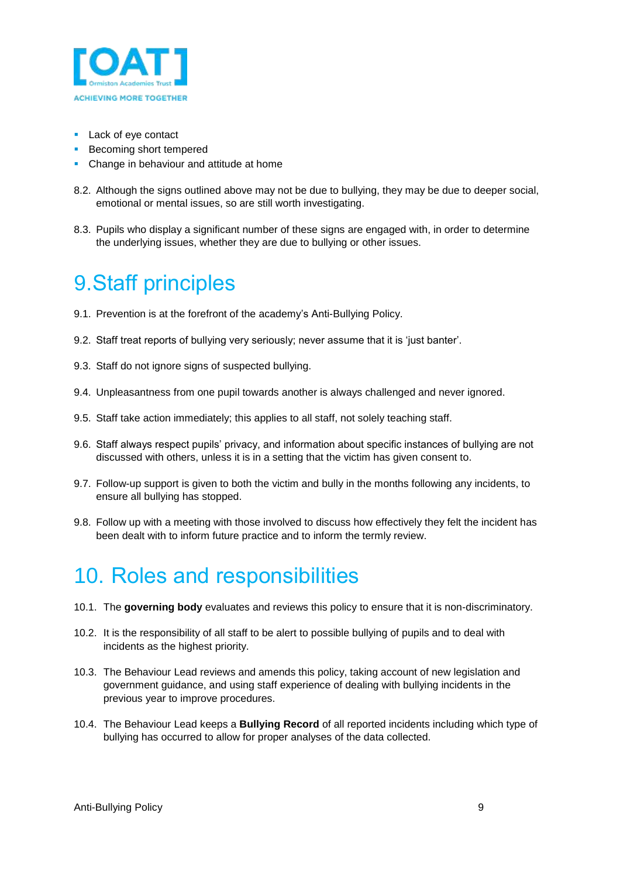- Lack of eye contact
- Becoming short tempered
- Change in behaviour and attitude at home

8.2. Although the signs outlined above may not be due to bullying, they may be due to deeper social, emotional or mental issues, so are still worth investigating.

8.3. Pupils who display a significant number of these signs are engaged with, in order to determine the underlying issues, whether they are due to bullying or other issues.

# 9. Staff principles

9.1. Prevention is at the forefront of the academy's Anti-Bullying Policy.

9.2. Staff treat reports of bullying very seriously; never assume that it is 'just banter'.

9.3. Staff do not ignore signs of suspected bullying.

9.4. Unpleasantness from one pupil towards another is always challenged and never ignored.

9.5. Staff take action immediately; this applies to all staff, not solely teaching staff.

9.6. Staff always respect pupils' privacy, and information about specific instances of bullying are not discussed with others, unless it is in a setting that the victim has given consent to.

9.7. Follow-up support is given to both the victim and bully in the months following any incidents, to ensure all bullying has stopped.

9.8. Follow up with a meeting with those involved to discuss how effectively they felt the incident has been dealt with to inform future practice and to inform the termly review.

# 10. Roles and responsibilities

10.1. The **governing body** evaluates and reviews this policy to ensure that it is non-discriminatory.

10.2. It is the responsibility of all staff to be alert to possible bullying of pupils and to deal with incidents as the highest priority.

10.3. The Behaviour Lead reviews and amends this policy, taking account of new legislation and government guidance, and using staff experience of dealing with bullying incidents in the previous year to improve procedures.

10.4. The Behaviour Lead keeps a **Bullying Record** of all reported incidents including which type of bullying has occurred to allow for proper analyses of the data collected.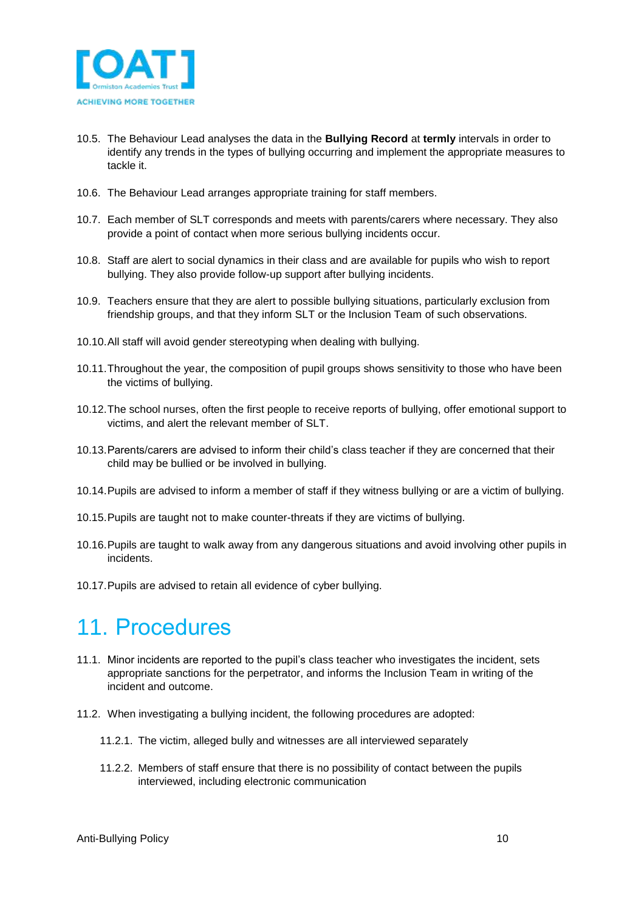10.5. The Behaviour Lead analyses the data in the **Bullying Record** at **termly** intervals in order to identify any trends in the types of bullying occurring and implement the appropriate measures to tackle it.

10.6. The Behaviour Lead arranges appropriate training for staff members.

10.7. Each member of SLT corresponds and meets with parents/carers where necessary. They also provide a point of contact when more serious bullying incidents occur.

10.8. Staff are alert to social dynamics in their class and are available for pupils who wish to report bullying. They also provide follow-up support after bullying incidents.

10.9. Teachers ensure that they are alert to possible bullying situations, particularly exclusion from friendship groups, and that they inform SLT or the Inclusion Team of such observations.

10.10. All staff will avoid gender stereotyping when dealing with bullying.

10.11. Throughout the year, the composition of pupil groups shows sensitivity to those who have been the victims of bullying.

10.12. The school nurses, often the first people to receive reports of bullying, offer emotional support to victims, and alert the relevant member of SLT.

10.13. Parents/carers are advised to inform their child's class teacher if they are concerned that their child may be bullied or be involved in bullying.

10.14. Pupils are advised to inform a member of staff if they witness bullying or are a victim of bullying.

10.15. Pupils are taught not to make counter-threats if they are victims of bullying.

10.16. Pupils are taught to walk away from any dangerous situations and avoid involving other pupils in incidents.

10.17. Pupils are advised to retain all evidence of cyber bullying.

# 11. Procedures

11.1. Minor incidents are reported to the pupil's class teacher who investigates the incident, sets appropriate sanctions for the perpetrator, and informs the Inclusion Team in writing of the incident and outcome.

11.2. When investigating a bullying incident, the following procedures are adopted:

- 11.2.1. The victim, alleged bully and witnesses are all interviewed separately
- 11.2.2. Members of staff ensure that there is no possibility of contact between the pupils interviewed, including electronic communication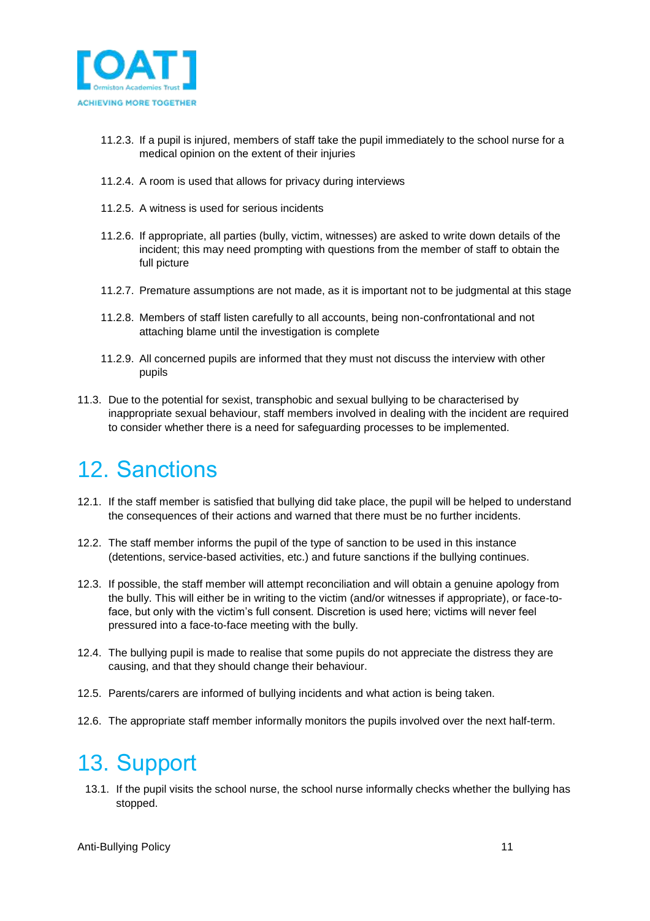11.2.3. If a pupil is injured, members of staff take the pupil immediately to the school nurse for a medical opinion on the extent of their injuries

11.2.4. A room is used that allows for privacy during interviews

11.2.5. A witness is used for serious incidents

11.2.6. If appropriate, all parties (bully, victim, witnesses) are asked to write down details of the incident; this may need prompting with questions from the member of staff to obtain the full picture

11.2.7. Premature assumptions are not made, as it is important not to be judgmental at this stage

11.2.8. Members of staff listen carefully to all accounts, being non-confrontational and not attaching blame until the investigation is complete

11.2.9. All concerned pupils are informed that they must not discuss the interview with other pupils

11.3. Due to the potential for sexist, transphobic and sexual bullying to be characterised by inappropriate sexual behaviour, staff members involved in dealing with the incident are required to consider whether there is a need for safeguarding processes to be implemented.

# 12. Sanctions

12.1. If the staff member is satisfied that bullying did take place, the pupil will be helped to understand the consequences of their actions and warned that there must be no further incidents.

12.2. The staff member informs the pupil of the type of sanction to be used in this instance (detentions, service-based activities, etc.) and future sanctions if the bullying continues.

12.3. If possible, the staff member will attempt reconciliation and will obtain a genuine apology from the bully. This will either be in writing to the victim (and/or witnesses if appropriate), or face-to-face, but only with the victim's full consent. Discretion is used here; victims will never feel pressured into a face-to-face meeting with the bully.

12.4. The bullying pupil is made to realise that some pupils do not appreciate the distress they are causing, and that they should change their behaviour.

12.5. Parents/carers are informed of bullying incidents and what action is being taken.

12.6. The appropriate staff member informally monitors the pupils involved over the next half-term.

# 13. Support

13.1. If the pupil visits the school nurse, the school nurse informally checks whether the bullying has stopped.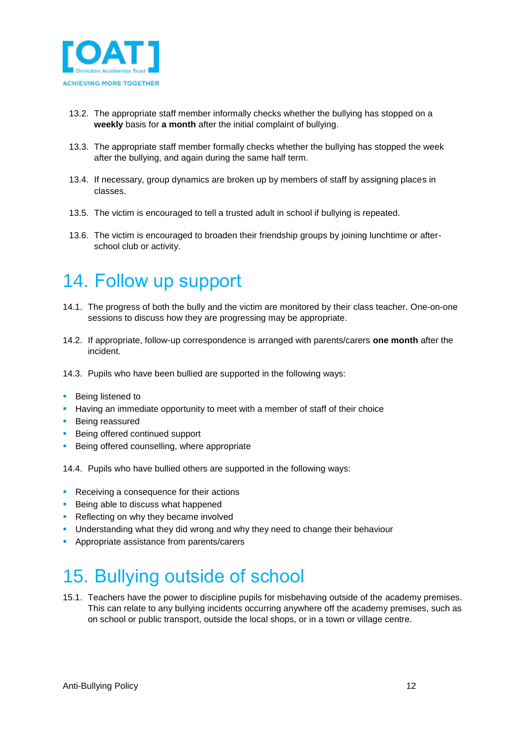13.2. The appropriate staff member informally checks whether the bullying has stopped on a **weekly** basis for **a month** after the initial complaint of bullying.

13.3. The appropriate staff member formally checks whether the bullying has stopped the week after the bullying, and again during the same half term.

13.4. If necessary, group dynamics are broken up by members of staff by assigning places in classes.

13.5. The victim is encouraged to tell a trusted adult in school if bullying is repeated.

13.6. The victim is encouraged to broaden their friendship groups by joining lunchtime or after-school club or activity.

# 14. Follow up support

14.1. The progress of both the bully and the victim are monitored by their class teacher. One-on-one sessions to discuss how they are progressing may be appropriate.

14.2. If appropriate, follow-up correspondence is arranged with parents/carers **one month** after the incident.

14.3. Pupils who have been bullied are supported in the following ways:

- Being listened to
- Having an immediate opportunity to meet with a member of staff of their choice
- Being reassured
- Being offered continued support
- Being offered counselling, where appropriate

14.4. Pupils who have bullied others are supported in the following ways:

- Receiving a consequence for their actions
- Being able to discuss what happened
- Reflecting on why they became involved
- Understanding what they did wrong and why they need to change their behaviour
- Appropriate assistance from parents/carers

# 15. Bullying outside of school

15.1. Teachers have the power to discipline pupils for misbehaving outside of the academy premises. This can relate to any bullying incidents occurring anywhere off the academy premises, such as on school or public transport, outside the local shops, or in a town or village centre.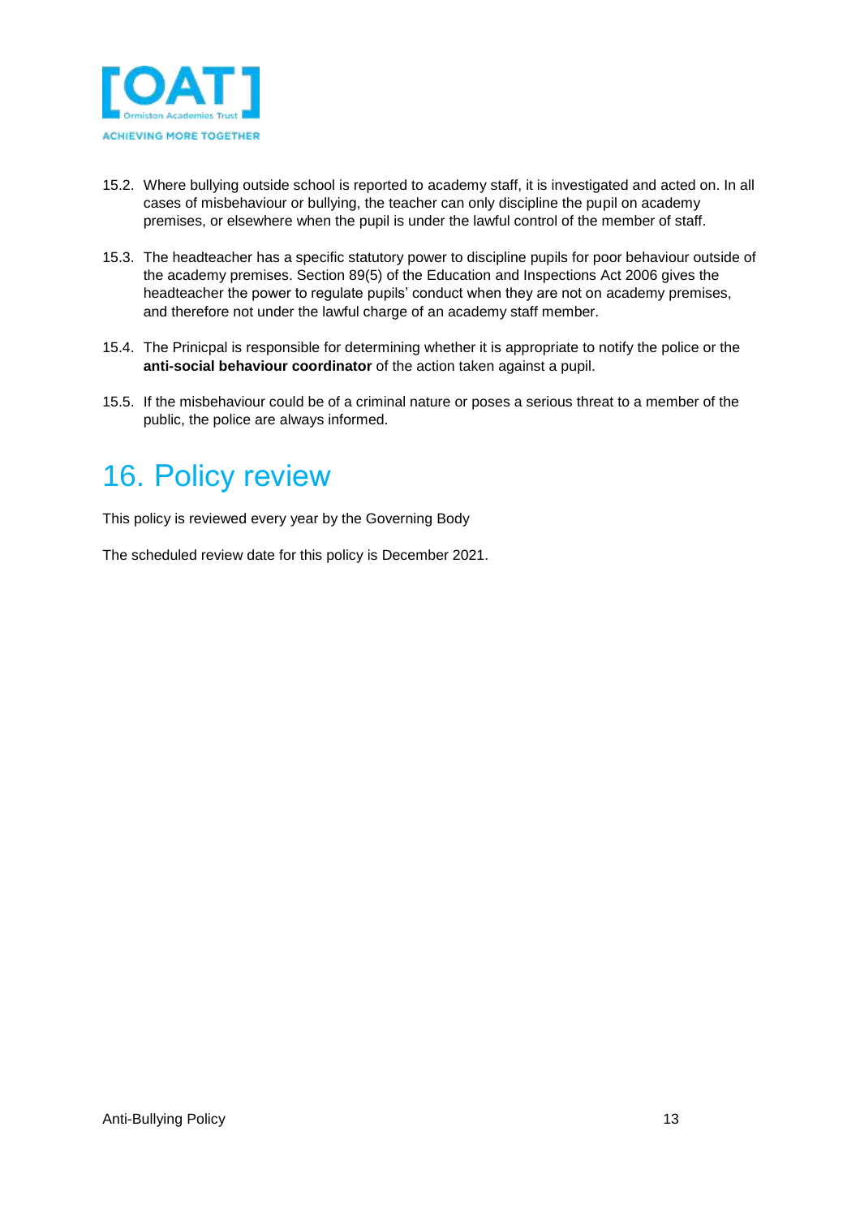15.2. Where bullying outside school is reported to academy staff, it is investigated and acted on. In all cases of misbehaviour or bullying, the teacher can only discipline the pupil on academy premises, or elsewhere when the pupil is under the lawful control of the member of staff.

15.3. The headteacher has a specific statutory power to discipline pupils for poor behaviour outside of the academy premises. Section 89(5) of the Education and Inspections Act 2006 gives the headteacher the power to regulate pupils' conduct when they are not on academy premises, and therefore not under the lawful charge of an academy staff member.

15.4. The Prinicpal is responsible for determining whether it is appropriate to notify the police or the **anti-social behaviour coordinator** of the action taken against a pupil.

15.5. If the misbehaviour could be of a criminal nature or poses a serious threat to a member of the public, the police are always informed.

# 16. Policy review

This policy is reviewed every year by the Governing Body

The scheduled review date for this policy is December 2021.